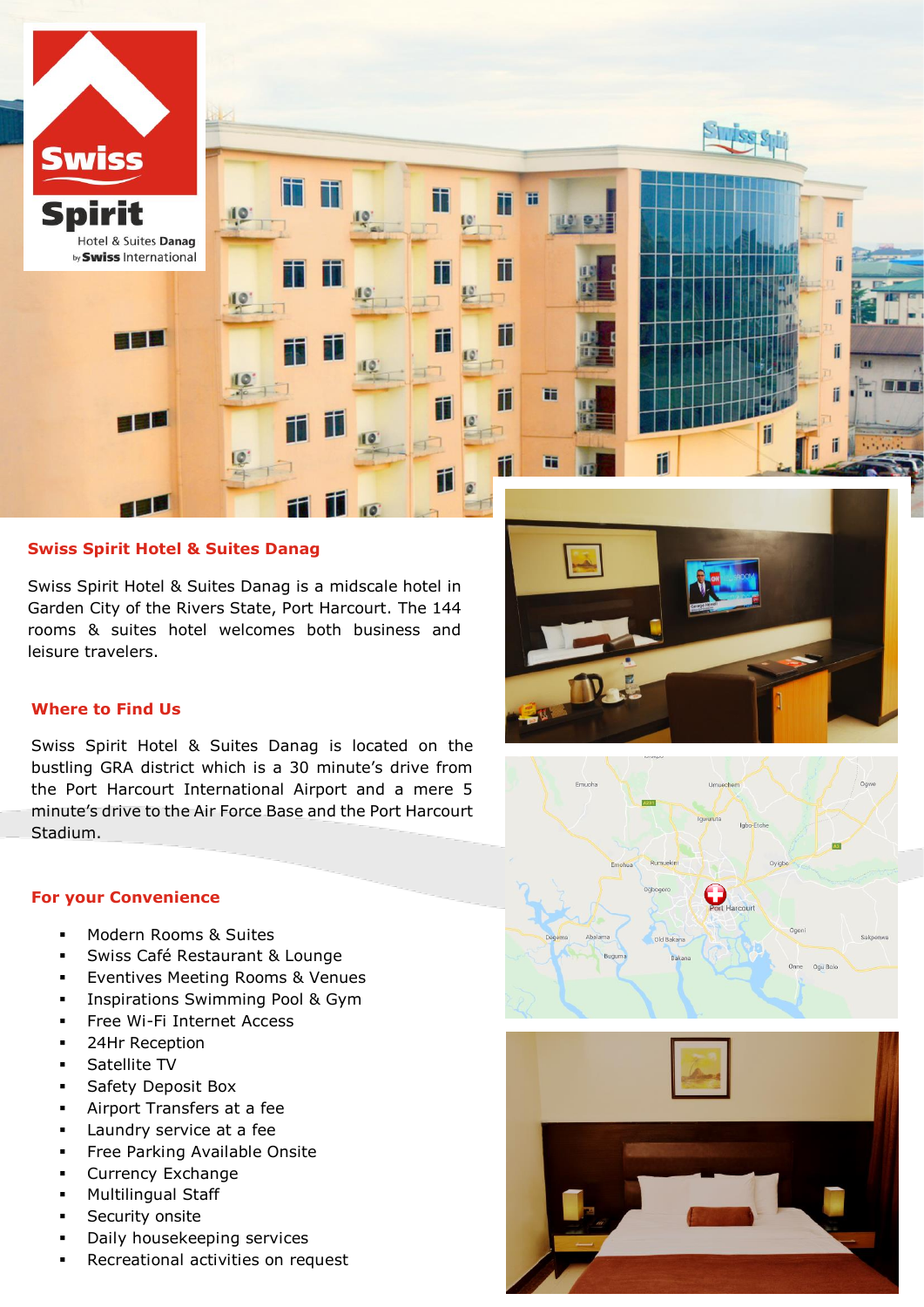## Swiss Spirit Hotel & Suites Danag

Swiss Spirit Hotel & Suites Danag is a midscale hotel in Garden City of the Rivers State, Port Harcourt. The 144 rooms & suites hotel welcomes both business and leisure travelers.

## Where to Find Us

Swiss Spirit Hotel & Suites Danag is located on the bustling GRA district which is a 30 minute's drive from the Port Harcourt International Airport and a mere 5 minute's drive to the Air Force Base and the Port Harcourt Stadium.

## For your Convenience

- Modern Rooms & Suites
- Swiss Café Restaurant & Lounge
- Eventives Meeting Rooms & Venues
- Inspirations Swimming Pool & Gym
- Free Wi-Fi Internet Access
- 24Hr Reception
- Satellite TV
- Safety Deposit Box
- Airport Transfers at a fee
- Laundry service at a fee
- Free Parking Available Onsite
- Currency Exchange
- Multilingual Staff
- Security onsite
- Daily housekeeping services
- Recreational activities on request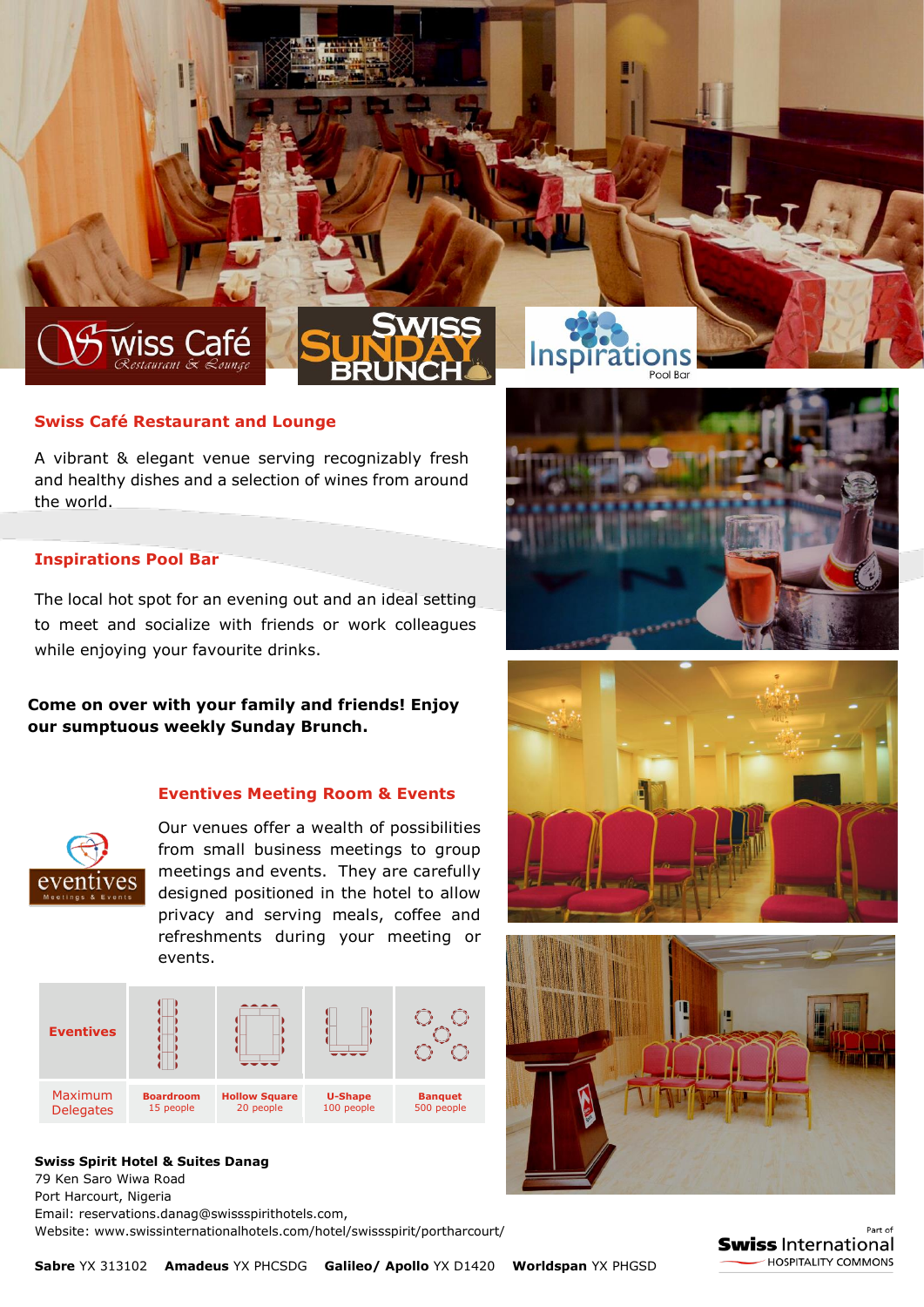## Swiss Café Restaurant and Lounge

A vibrant & elegant venue serving recognizably fresh and healthy dishes and a selection of wines from around the world.

## Inspirations Pool Bar

The local hot spot for an evening out and an ideal setting to meet and socialize with friends or work colleagues while enjoying your favourite drinks.

**Come on over with your family and friends! Enjoy our sumptuous weekly Sunday Brunch.**

## Eventives Meeting Room & Events

Our venues offer a wealth of possibilities from small business meetings to group meetings and events. They are carefully designed positioned in the hotel to allow privacy and serving meals, coffee and refreshments during your meeting or events.

| Eventives | | | | |
|---|---|---|---|---|
| Maximum Delegates | **Boardroom** 15 people | **Hollow Square** 20 people | **U-Shape** 100 people | **Banquet** 500 people |

**Swiss Spirit Hotel & Suites Danag**
79 Ken Saro Wiwa Road
Port Harcourt, Nigeria
Email: reservations.danag@swissspirithotels.com,
Website: www.swissinternationalhotels.com/hotel/swissspirit/portharcourt/

**Sabre** YX 313102 **Amadeus** YX PHCSDG **Galileo/ Apollo** YX D1420 **Worldspan** YX PHGSD

Part of **Swiss** International HOSPITALITY COMMONS